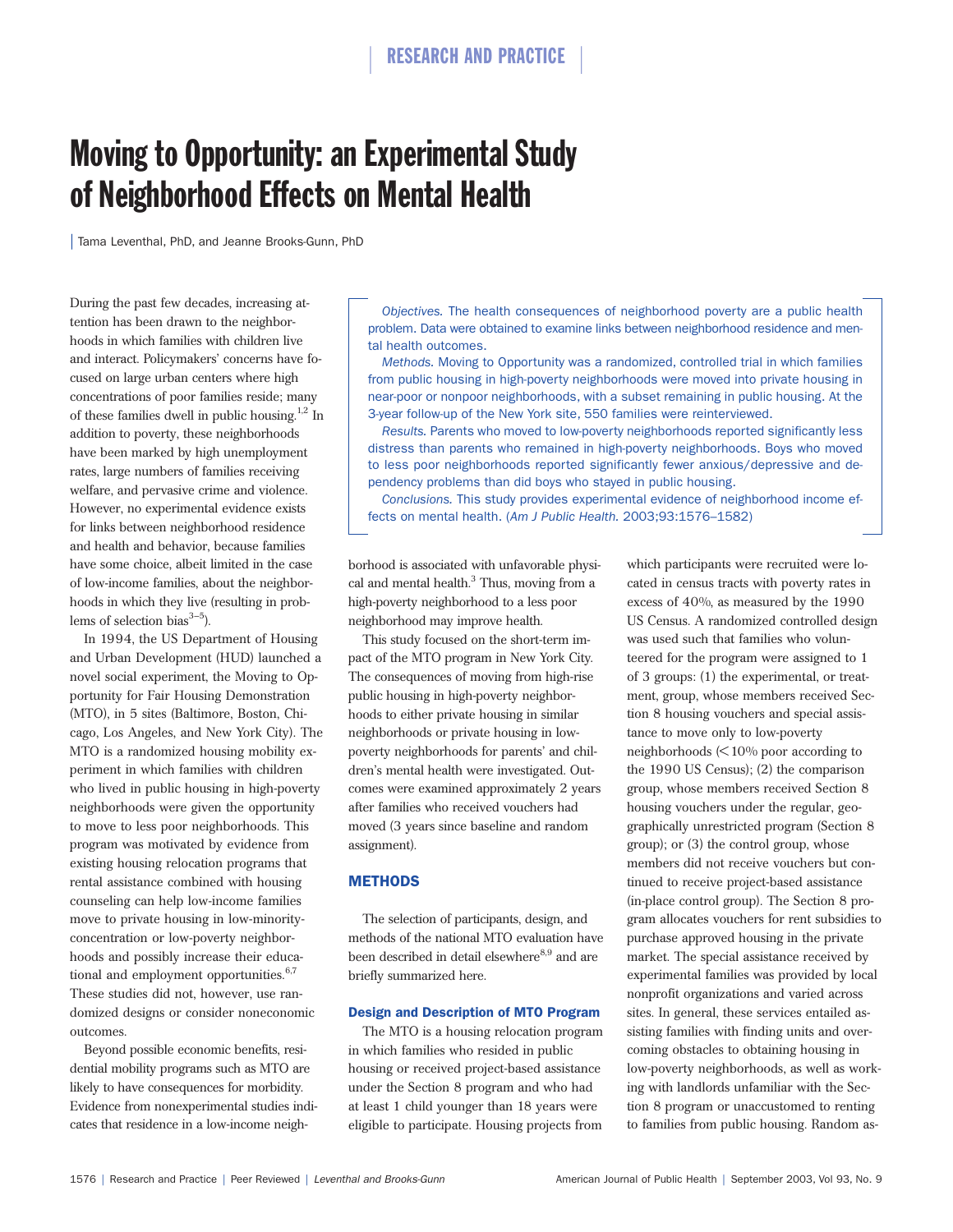# Moving to Opportunity: an Experimental Study of Neighborhood Effects on Mental Health

Tama Leventhal, PhD, and Jeanne Brooks-Gunn, PhD

*Objectives.* The health consequences of neighborhood poverty are a public health problem. Data were obtained to examine links between neighborhood residence and mental health outcomes.

*Methods.* Moving to Opportunity was a randomized, controlled trial in which families from public housing in high-poverty neighborhoods were moved into private housing in near-poor or nonpoor neighborhoods, with a subset remaining in public housing. At the 3-year follow-up of the New York site, 550 families were reinterviewed.

*Results.* Parents who moved to low-poverty neighborhoods reported significantly less distress than parents who remained in high-poverty neighborhoods. Boys who moved to less poor neighborhoods reported significantly fewer anxious/depressive and dependency problems than did boys who stayed in public housing.

*Conclusions.* This study provides experimental evidence of neighborhood income effects on mental health. (*Am J Public Health.* 2003;93:1576–1582)

During the past few decades, increasing attention has been drawn to the neighborhoods in which families with children live and interact. Policymakers' concerns have focused on large urban centers where high concentrations of poor families reside; many of these families dwell in public housing.[1,2] In addition to poverty, these neighborhoods have been marked by high unemployment rates, large numbers of families receiving welfare, and pervasive crime and violence. However, no experimental evidence exists for links between neighborhood residence and health and behavior, because families have some choice, albeit limited in the case of low-income families, about the neighborhoods in which they live (resulting in problems of selection bias[3–5]).

In 1994, the US Department of Housing and Urban Development (HUD) launched a novel social experiment, the Moving to Opportunity for Fair Housing Demonstration (MTO), in 5 sites (Baltimore, Boston, Chicago, Los Angeles, and New York City). The MTO is a randomized housing mobility experiment in which families with children who lived in public housing in high-poverty neighborhoods were given the opportunity to move to less poor neighborhoods. This program was motivated by evidence from existing housing relocation programs that rental assistance combined with housing counseling can help low-income families move to private housing in low-minority-concentration or low-poverty neighborhoods and possibly increase their educational and employment opportunities.[6,7] These studies did not, however, use randomized designs or consider noneconomic outcomes.

Beyond possible economic benefits, residential mobility programs such as MTO are likely to have consequences for morbidity. Evidence from nonexperimental studies indicates that residence in a low-income neighborhood is associated with unfavorable physical and mental health.[3] Thus, moving from a high-poverty neighborhood to a less poor neighborhood may improve health.

This study focused on the short-term impact of the MTO program in New York City. The consequences of moving from high-rise public housing in high-poverty neighborhoods to either private housing in similar neighborhoods or private housing in low-poverty neighborhoods for parents' and children's mental health were investigated. Outcomes were examined approximately 2 years after families who received vouchers had moved (3 years since baseline and random assignment).

## METHODS

The selection of participants, design, and methods of the national MTO evaluation have been described in detail elsewhere[8,9] and are briefly summarized here.

### Design and Description of MTO Program

The MTO is a housing relocation program in which families who resided in public housing or received project-based assistance under the Section 8 program and who had at least 1 child younger than 18 years were eligible to participate. Housing projects from which participants were recruited were located in census tracts with poverty rates in excess of 40%, as measured by the 1990 US Census. A randomized controlled design was used such that families who volunteered for the program were assigned to 1 of 3 groups: (1) the experimental, or treatment, group, whose members received Section 8 housing vouchers and special assistance to move only to low-poverty neighborhoods (<10% poor according to the 1990 US Census); (2) the comparison group, whose members received Section 8 housing vouchers under the regular, geographically unrestricted program (Section 8 group); or (3) the control group, whose members did not receive vouchers but continued to receive project-based assistance (in-place control group). The Section 8 program allocates vouchers for rent subsidies to purchase approved housing in the private market. The special assistance received by experimental families was provided by local nonprofit organizations and varied across sites. In general, these services entailed assisting families with finding units and overcoming obstacles to obtaining housing in low-poverty neighborhoods, as well as working with landlords unfamiliar with the Section 8 program or unaccustomed to renting to families from public housing. Random as-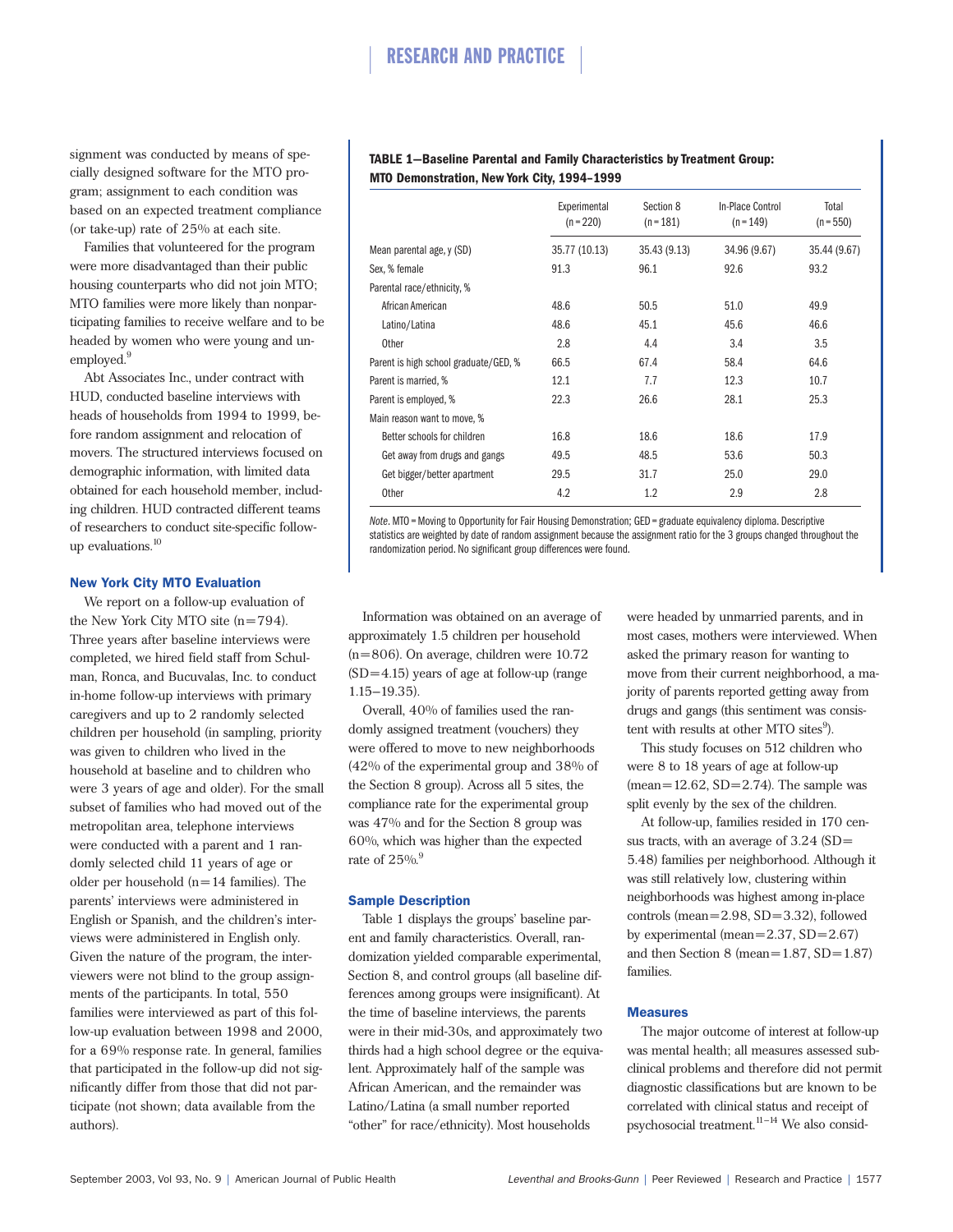signment was conducted by means of specially designed software for the MTO program; assignment to each condition was based on an expected treatment compliance (or take-up) rate of 25% at each site.

Families that volunteered for the program were more disadvantaged than their public housing counterparts who did not join MTO; MTO families were more likely than nonparticipating families to receive welfare and to be headed by women who were young and unemployed.[9]

Abt Associates Inc., under contract with HUD, conducted baseline interviews with heads of households from 1994 to 1999, before random assignment and relocation of movers. The structured interviews focused on demographic information, with limited data obtained for each household member, including children. HUD contracted different teams of researchers to conduct site-specific follow-up evaluations.[10]

### New York City MTO Evaluation

We report on a follow-up evaluation of the New York City MTO site (n=794). Three years after baseline interviews were completed, we hired field staff from Schulman, Ronca, and Bucuvalas, Inc. to conduct in-home follow-up interviews with primary caregivers and up to 2 randomly selected children per household (in sampling, priority was given to children who lived in the household at baseline and to children who were 3 years of age and older). For the small subset of families who had moved out of the metropolitan area, telephone interviews were conducted with a parent and 1 randomly selected child 11 years of age or older per household (n=14 families). The parents' interviews were administered in English or Spanish, and the children's interviews were administered in English only. Given the nature of the program, the interviewers were not blind to the group assignments of the participants. In total, 550 families were interviewed as part of this follow-up evaluation between 1998 and 2000, for a 69% response rate. In general, families that participated in the follow-up did not significantly differ from those that did not participate (not shown; data available from the authors).

**TABLE 1—Baseline Parental and Family Characteristics by Treatment Group: MTO Demonstration, New York City, 1994–1999**

| | Experimental (n=220) | Section 8 (n=181) | In-Place Control (n=149) | Total (n=550) |
|---|---|---|---|---|
| Mean parental age, y (SD) | 35.77 (10.13) | 35.43 (9.13) | 34.96 (9.67) | 35.44 (9.67) |
| Sex, % female | 91.3 | 96.1 | 92.6 | 93.2 |
| Parental race/ethnicity, % | | | | |
| African American | 48.6 | 50.5 | 51.0 | 49.9 |
| Latino/Latina | 48.6 | 45.1 | 45.6 | 46.6 |
| Other | 2.8 | 4.4 | 3.4 | 3.5 |
| Parent is high school graduate/GED, % | 66.5 | 67.4 | 58.4 | 64.6 |
| Parent is married, % | 12.1 | 7.7 | 12.3 | 10.7 |
| Parent is employed, % | 22.3 | 26.6 | 28.1 | 25.3 |
| Main reason want to move, % | | | | |
| Better schools for children | 16.8 | 18.6 | 18.6 | 17.9 |
| Get away from drugs and gangs | 49.5 | 48.5 | 53.6 | 50.3 |
| Get bigger/better apartment | 29.5 | 31.7 | 25.0 | 29.0 |
| Other | 4.2 | 1.2 | 2.9 | 2.8 |

*Note.* MTO = Moving to Opportunity for Fair Housing Demonstration; GED = graduate equivalency diploma. Descriptive statistics are weighted by date of random assignment because the assignment ratio for the 3 groups changed throughout the randomization period. No significant group differences were found.

Information was obtained on an average of approximately 1.5 children per household (n=806). On average, children were 10.72 (SD=4.15) years of age at follow-up (range 1.15–19.35).

Overall, 40% of families used the randomly assigned treatment (vouchers) they were offered to move to new neighborhoods (42% of the experimental group and 38% of the Section 8 group). Across all 5 sites, the compliance rate for the experimental group was 47% and for the Section 8 group was 60%, which was higher than the expected rate of 25%.[9]

### Sample Description

Table 1 displays the groups' baseline parent and family characteristics. Overall, randomization yielded comparable experimental, Section 8, and control groups (all baseline differences among groups were insignificant). At the time of baseline interviews, the parents were in their mid-30s, and approximately two thirds had a high school degree or the equivalent. Approximately half of the sample was African American, and the remainder was Latino/Latina (a small number reported "other" for race/ethnicity). Most households were headed by unmarried parents, and in most cases, mothers were interviewed. When asked the primary reason for wanting to move from their current neighborhood, a majority of parents reported getting away from drugs and gangs (this sentiment was consistent with results at other MTO sites[9]).

This study focuses on 512 children who were 8 to 18 years of age at follow-up (mean=12.62, SD=2.74). The sample was split evenly by the sex of the children.

At follow-up, families resided in 170 census tracts, with an average of 3.24 (SD=5.48) families per neighborhood. Although it was still relatively low, clustering within neighborhoods was highest among in-place controls (mean=2.98, SD=3.32), followed by experimental (mean=2.37, SD=2.67) and then Section 8 (mean=1.87, SD=1.87) families.

### Measures

The major outcome of interest at follow-up was mental health; all measures assessed subclinical problems and therefore did not permit diagnostic classifications but are known to be correlated with clinical status and receipt of psychosocial treatment.[11–14] We also consid-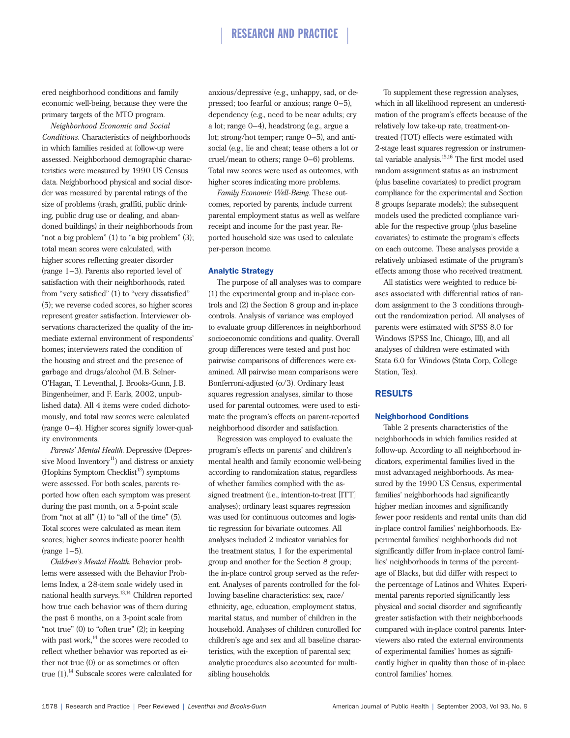ered neighborhood conditions and family economic well-being, because they were the primary targets of the MTO program.

*Neighborhood Economic and Social Conditions.* Characteristics of neighborhoods in which families resided at follow-up were assessed. Neighborhood demographic characteristics were measured by 1990 US Census data. Neighborhood physical and social disorder was measured by parental ratings of the size of problems (trash, graffiti, public drinking, public drug use or dealing, and abandoned buildings) in their neighborhoods from "not a big problem" (1) to "a big problem" (3); total mean scores were calculated, with higher scores reflecting greater disorder (range 1–3). Parents also reported level of satisfaction with their neighborhoods, rated from "very satisfied" (1) to "very dissatisfied" (5); we reverse coded scores, so higher scores represent greater satisfaction. Interviewer observations characterized the quality of the immediate external environment of respondents' homes; interviewers rated the condition of the housing and street and the presence of garbage and drugs/alcohol (M.B. Selner-O'Hagan, T. Leventhal, J. Brooks-Gunn, J.B. Bingenheimer, and F. Earls, 2002, unpublished data). All 4 items were coded dichotomously, and total raw scores were calculated (range 0–4). Higher scores signify lower-quality environments.

*Parents' Mental Health.* Depressive (Depressive Mood Inventory[11]) and distress or anxiety (Hopkins Symptom Checklist[12]) symptoms were assessed. For both scales, parents reported how often each symptom was present during the past month, on a 5-point scale from "not at all" (1) to "all of the time" (5). Total scores were calculated as mean item scores; higher scores indicate poorer health (range 1–5).

*Children's Mental Health.* Behavior problems were assessed with the Behavior Problems Index, a 28-item scale widely used in national health surveys.[13,14] Children reported how true each behavior was of them during the past 6 months, on a 3-point scale from "not true" (0) to "often true" (2); in keeping with past work,[14] the scores were recoded to reflect whether behavior was reported as either not true (0) or as sometimes or often true (1).[14] Subscale scores were calculated for anxious/depressive (e.g., unhappy, sad, or depressed; too fearful or anxious; range 0–5), dependency (e.g., need to be near adults; cry a lot; range 0–4), headstrong (e.g., argue a lot; strong/hot temper; range 0–5), and antisocial (e.g., lie and cheat; tease others a lot or cruel/mean to others; range 0–6) problems. Total raw scores were used as outcomes, with higher scores indicating more problems.

*Family Economic Well-Being.* These outcomes, reported by parents, include current parental employment status as well as welfare receipt and income for the past year. Reported household size was used to calculate per-person income.

### Analytic Strategy

The purpose of all analyses was to compare (1) the experimental group and in-place controls and (2) the Section 8 group and in-place controls. Analysis of variance was employed to evaluate group differences in neighborhood socioeconomic conditions and quality. Overall group differences were tested and post hoc pairwise comparisons of differences were examined. All pairwise mean comparisons were Bonferroni-adjusted ($\alpha/3$). Ordinary least squares regression analyses, similar to those used for parental outcomes, were used to estimate the program's effects on parent-reported neighborhood disorder and satisfaction.

Regression was employed to evaluate the program's effects on parents' and children's mental health and family economic well-being according to randomization status, regardless of whether families complied with the assigned treatment (i.e., intention-to-treat [ITT] analyses); ordinary least squares regression was used for continuous outcomes and logistic regression for bivariate outcomes. All analyses included 2 indicator variables for the treatment status, 1 for the experimental group and another for the Section 8 group; the in-place control group served as the referent. Analyses of parents controlled for the following baseline characteristics: sex, race/ethnicity, age, education, employment status, marital status, and number of children in the household. Analyses of children controlled for children's age and sex and all baseline characteristics, with the exception of parental sex; analytic procedures also accounted for multisibling households.

To supplement these regression analyses, which in all likelihood represent an underestimation of the program's effects because of the relatively low take-up rate, treatment-on-treated (TOT) effects were estimated with 2-stage least squares regression or instrumental variable analysis.[15,16] The first model used random assignment status as an instrument (plus baseline covariates) to predict program compliance for the experimental and Section 8 groups (separate models); the subsequent models used the predicted compliance variable for the respective group (plus baseline covariates) to estimate the program's effects on each outcome. These analyses provide a relatively unbiased estimate of the program's effects among those who received treatment.

All statistics were weighted to reduce biases associated with differential ratios of random assignment to the 3 conditions throughout the randomization period. All analyses of parents were estimated with SPSS 8.0 for Windows (SPSS Inc, Chicago, Ill), and all analyses of children were estimated with Stata 6.0 for Windows (Stata Corp, College Station, Tex).

## RESULTS

### Neighborhood Conditions

Table 2 presents characteristics of the neighborhoods in which families resided at follow-up. According to all neighborhood indicators, experimental families lived in the most advantaged neighborhoods. As measured by the 1990 US Census, experimental families' neighborhoods had significantly higher median incomes and significantly fewer poor residents and rental units than did in-place control families' neighborhoods. Experimental families' neighborhoods did not significantly differ from in-place control families' neighborhoods in terms of the percentage of Blacks, but did differ with respect to the percentage of Latinos and Whites. Experimental parents reported significantly less physical and social disorder and significantly greater satisfaction with their neighborhoods compared with in-place control parents. Interviewers also rated the external environments of experimental families' homes as significantly higher in quality than those of in-place control families' homes.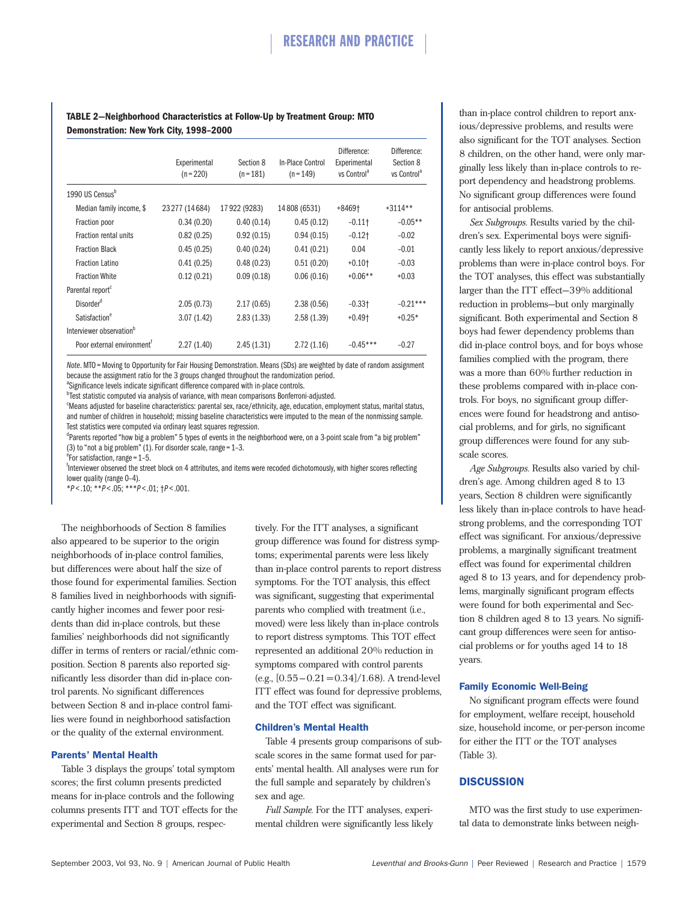**TABLE 2—Neighborhood Characteristics at Follow-Up by Treatment Group: MTO Demonstration: New York City, 1998–2000**

| | Experimental (n = 220) | Section 8 (n = 181) | In-Place Control (n = 149) | Difference: Experimental vs Control[a] | Difference: Section 8 vs Control[a] |
|---|---|---|---|---|---|
| 1990 US Census[b] | | | | | |
| Median family income, $ | 23 277 (14 684) | 17 922 (9283) | 14 808 (6531) | +8469† | +3114** |
| Fraction poor | 0.34 (0.20) | 0.40 (0.14) | 0.45 (0.12) | −0.11† | −0.05** |
| Fraction rental units | 0.82 (0.25) | 0.92 (0.15) | 0.94 (0.15) | −0.12† | −0.02 |
| Fraction Black | 0.45 (0.25) | 0.40 (0.24) | 0.41 (0.21) | 0.04 | −0.01 |
| Fraction Latino | 0.41 (0.25) | 0.48 (0.23) | 0.51 (0.20) | +0.10† | −0.03 |
| Fraction White | 0.12 (0.21) | 0.09 (0.18) | 0.06 (0.16) | +0.06** | +0.03 |
| Parental report[c] | | | | | |
| Disorder[d] | 2.05 (0.73) | 2.17 (0.65) | 2.38 (0.56) | −0.33† | −0.21*** |
| Satisfaction[e] | 3.07 (1.42) | 2.83 (1.33) | 2.58 (1.39) | +0.49† | +0.25* |
| Interviewer observation[b] | | | | | |
| Poor external environment[f] | 2.27 (1.40) | 2.45 (1.31) | 2.72 (1.16) | −0.45*** | −0.27 |

*Note*. MTO = Moving to Opportunity for Fair Housing Demonstration. Means (SDs) are weighted by date of random assignment because the assignment ratio for the 3 groups changed throughout the randomization period.

[a]Significance levels indicate significant difference compared with in-place controls.

[b]Test statistic computed via analysis of variance, with mean comparisons Bonferroni-adjusted.

[c]Means adjusted for baseline characteristics: parental sex, race/ethnicity, age, education, employment status, marital status, and number of children in household; missing baseline characteristics were imputed to the mean of the nonmissing sample. Test statistics were computed via ordinary least squares regression.

[d]Parents reported "how big a problem" 5 types of events in the neighborhood were, on a 3-point scale from "a big problem" (3) to "not a big problem" (1). For disorder scale, range = 1–3.

[e]For satisfaction, range = 1–5.

[f]Interviewer observed the street block on 4 attributes, and items were recoded dichotomously, with higher scores reflecting lower quality (range 0–4).

*$P < .10$; **$P < .05$; ***$P < .01$; †$P < .001$.

The neighborhoods of Section 8 families also appeared to be superior to the origin neighborhoods of in-place control families, but differences were about half the size of those found for experimental families. Section 8 families lived in neighborhoods with significantly higher incomes and fewer poor residents than did in-place controls, but these families' neighborhoods did not significantly differ in terms of renters or racial/ethnic composition. Section 8 parents also reported significantly less disorder than did in-place control parents. No significant differences between Section 8 and in-place control families were found in neighborhood satisfaction or the quality of the external environment.

### Parents' Mental Health

Table 3 displays the groups' total symptom scores; the first column presents predicted means for in-place controls and the following columns presents ITT and TOT effects for the experimental and Section 8 groups, respectively. For the ITT analyses, a significant group difference was found for distress symptoms; experimental parents were less likely than in-place control parents to report distress symptoms. For the TOT analysis, this effect was significant, suggesting that experimental parents who complied with treatment (i.e., moved) were less likely than in-place controls to report distress symptoms. This TOT effect represented an additional 20% reduction in symptoms compared with control parents (e.g., $[0.55-0.21=0.34]/1.68$). A trend-level ITT effect was found for depressive problems, and the TOT effect was significant.

### Children's Mental Health

Table 4 presents group comparisons of subscale scores in the same format used for parents' mental health. All analyses were run for the full sample and separately by children's sex and age.

*Full Sample.* For the ITT analyses, experimental children were significantly less likely than in-place control children to report anxious/depressive problems, and results were also significant for the TOT analyses. Section 8 children, on the other hand, were only marginally less likely than in-place controls to report dependency and headstrong problems. No significant group differences were found for antisocial problems.

*Sex Subgroups.* Results varied by the children's sex. Experimental boys were significantly less likely to report anxious/depressive problems than were in-place control boys. For the TOT analyses, this effect was substantially larger than the ITT effect—39% additional reduction in problems—but only marginally significant. Both experimental and Section 8 boys had fewer dependency problems than did in-place control boys, and for boys whose families complied with the program, there was a more than 60% further reduction in these problems compared with in-place controls. For boys, no significant group differences were found for headstrong and antisocial problems, and for girls, no significant group differences were found for any subscale scores.

*Age Subgroups.* Results also varied by children's age. Among children aged 8 to 13 years, Section 8 children were significantly less likely than in-place controls to have headstrong problems, and the corresponding TOT effect was significant. For anxious/depressive problems, a marginally significant treatment effect was found for experimental children aged 8 to 13 years, and for dependency problems, marginally significant program effects were found for both experimental and Section 8 children aged 8 to 13 years. No significant group differences were seen for antisocial problems or for youths aged 14 to 18 years.

### Family Economic Well-Being

No significant program effects were found for employment, welfare receipt, household size, household income, or per-person income for either the ITT or the TOT analyses (Table 3).

## DISCUSSION

MTO was the first study to use experimental data to demonstrate links between neigh-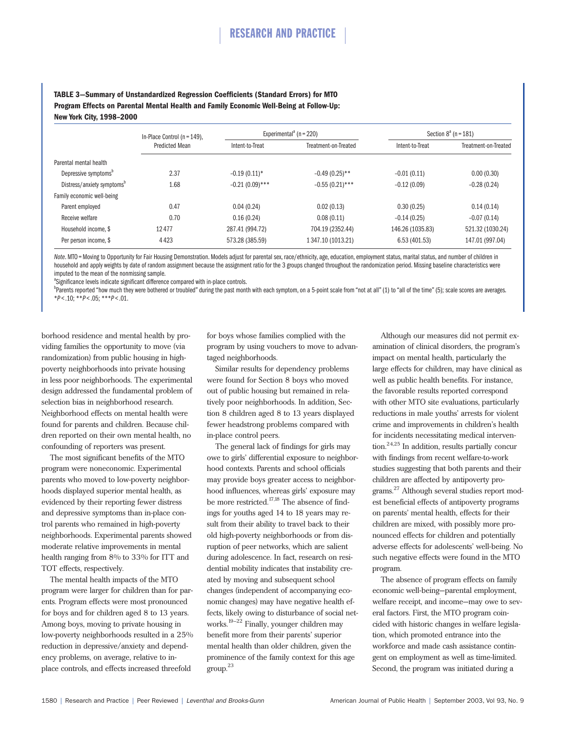**TABLE 3—Summary of Unstandardized Regression Coefficients (Standard Errors) for MTO Program Effects on Parental Mental Health and Family Economic Well-Being at Follow-Up: New York City, 1998–2000**

| | In-Place Control (n = 149), Predicted Mean | Experimental[a] (n = 220) | | Section 8[a] (n = 181) | |
|---|---|---|---|---|---|
| | | Intent-to-Treat | Treatment-on-Treated | Intent-to-Treat | Treatment-on-Treated |
| Parental mental health | | | | | |
| Depressive symptoms[b] | 2.37 | −0.19 (0.11)* | −0.49 (0.25)** | −0.01 (0.11) | 0.00 (0.30) |
| Distress/anxiety symptoms[b] | 1.68 | −0.21 (0.09)*** | −0.55 (0.21)*** | −0.12 (0.09) | −0.28 (0.24) |
| Family economic well-being | | | | | |
| Parent employed | 0.47 | 0.04 (0.24) | 0.02 (0.13) | 0.30 (0.25) | 0.14 (0.14) |
| Receive welfare | 0.70 | 0.16 (0.24) | 0.08 (0.11) | −0.14 (0.25) | −0.07 (0.14) |
| Household income, $ | 12 477 | 287.41 (994.72) | 704.19 (2352.44) | 146.26 (1035.83) | 521.32 (1030.24) |
| Per person income, $ | 4 423 | 573.28 (385.59) | 1 347.10 (1013.21) | 6.53 (401.53) | 147.01 (997.04) |

*Note*. MTO = Moving to Opportunity for Fair Housing Demonstration. Models adjust for parental sex, race/ethnicity, age, education, employment status, marital status, and number of children in household and apply weights by date of random assignment because the assignment ratio for the 3 groups changed throughout the randomization period. Missing baseline characteristics were imputed to the mean of the nonmissing sample.

[a]Significance levels indicate significant difference compared with in-place controls.

[b]Parents reported "how much they were bothered or troubled" during the past month with each symptom, on a 5-point scale from "not at all" (1) to "all of the time" (5); scale scores are averages.

*$P$ < .10; **$P$ < .05; ***$P$ < .01.

borhood residence and mental health by providing families the opportunity to move (via randomization) from public housing in high-poverty neighborhoods into private housing in less poor neighborhoods. The experimental design addressed the fundamental problem of selection bias in neighborhood research. Neighborhood effects on mental health were found for parents and children. Because children reported on their own mental health, no confounding of reporters was present.

The most significant benefits of the MTO program were noneconomic. Experimental parents who moved to low-poverty neighborhoods displayed superior mental health, as evidenced by their reporting fewer distress and depressive symptoms than in-place control parents who remained in high-poverty neighborhoods. Experimental parents showed moderate relative improvements in mental health ranging from 8% to 33% for ITT and TOT effects, respectively.

The mental health impacts of the MTO program were larger for children than for parents. Program effects were most pronounced for boys and for children aged 8 to 13 years. Among boys, moving to private housing in low-poverty neighborhoods resulted in a 25% reduction in depressive/anxiety and dependency problems, on average, relative to in-place controls, and effects increased threefold for boys whose families complied with the program by using vouchers to move to advantaged neighborhoods.

Similar results for dependency problems were found for Section 8 boys who moved out of public housing but remained in relatively poor neighborhoods. In addition, Section 8 children aged 8 to 13 years displayed fewer headstrong problems compared with in-place control peers.

The general lack of findings for girls may owe to girls' differential exposure to neighborhood contexts. Parents and school officials may provide boys greater access to neighborhood influences, whereas girls' exposure may be more restricted.[17,18] The absence of findings for youths aged 14 to 18 years may result from their ability to travel back to their old high-poverty neighborhoods or from disruption of peer networks, which are salient during adolescence. In fact, research on residential mobility indicates that instability created by moving and subsequent school changes (independent of accompanying economic changes) may have negative health effects, likely owing to disturbance of social networks.[19–22] Finally, younger children may benefit more from their parents' superior mental health than older children, given the prominence of the family context for this age group.[23]

Although our measures did not permit examination of clinical disorders, the program's impact on mental health, particularly the large effects for children, may have clinical as well as public health benefits. For instance, the favorable results reported correspond with other MTO site evaluations, particularly reductions in male youths' arrests for violent crime and improvements in children's health for incidents necessitating medical intervention.[24,25] In addition, results partially concur with findings from recent welfare-to-work studies suggesting that both parents and their children are affected by antipoverty programs.[27] Although several studies report modest beneficial effects of antipoverty programs on parents' mental health, effects for their children are mixed, with possibly more pronounced effects for children and potentially adverse effects for adolescents' well-being. No such negative effects were found in the MTO program.

The absence of program effects on family economic well-being—parental employment, welfare receipt, and income—may owe to several factors. First, the MTO program coincided with historic changes in welfare legislation, which promoted entrance into the workforce and made cash assistance contingent on employment as well as time-limited. Second, the program was initiated during a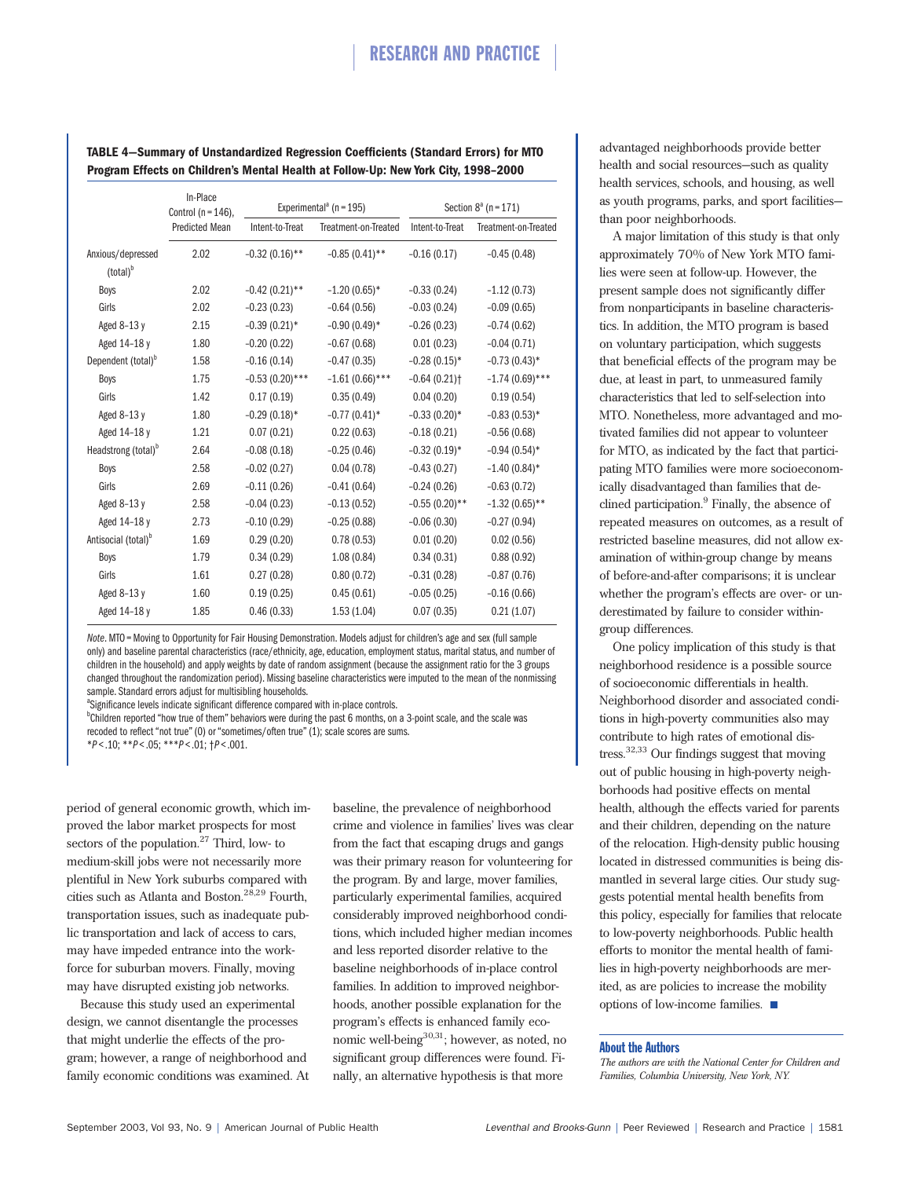**TABLE 4—Summary of Unstandardized Regression Coefficients (Standard Errors) for MTO Program Effects on Children's Mental Health at Follow-Up: New York City, 1998–2000**

| | In-Place Control (n = 146), Predicted Mean | Experimental[a] (n = 195) | | Section 8[a] (n = 171) | |
|---|---|---|---|---|---|
| | | Intent-to-Treat | Treatment-on-Treated | Intent-to-Treat | Treatment-on-Treated |
| Anxious/depressed (total)[b] | 2.02 | −0.32 (0.16)** | −0.85 (0.41)** | −0.16 (0.17) | −0.45 (0.48) |
| Boys | 2.02 | −0.42 (0.21)** | −1.20 (0.65)* | −0.33 (0.24) | −1.12 (0.73) |
| Girls | 2.02 | −0.23 (0.23) | −0.64 (0.56) | −0.03 (0.24) | −0.09 (0.65) |
| Aged 8–13 y | 2.15 | −0.39 (0.21)* | −0.90 (0.49)* | −0.26 (0.23) | −0.74 (0.62) |
| Aged 14–18 y | 1.80 | −0.20 (0.22) | −0.67 (0.68) | 0.01 (0.23) | −0.04 (0.71) |
| Dependent (total)[b] | 1.58 | −0.16 (0.14) | −0.47 (0.35) | −0.28 (0.15)* | −0.73 (0.43)* |
| Boys | 1.75 | −0.53 (0.20)*** | −1.61 (0.66)*** | −0.64 (0.21)† | −1.74 (0.69)*** |
| Girls | 1.42 | 0.17 (0.19) | 0.35 (0.49) | 0.04 (0.20) | 0.19 (0.54) |
| Aged 8–13 y | 1.80 | −0.29 (0.18)* | −0.77 (0.41)* | −0.33 (0.20)* | −0.83 (0.53)* |
| Aged 14–18 y | 1.21 | 0.07 (0.21) | 0.22 (0.63) | −0.18 (0.21) | −0.56 (0.68) |
| Headstrong (total)[b] | 2.64 | −0.08 (0.18) | −0.25 (0.46) | −0.32 (0.19)* | −0.94 (0.54)* |
| Boys | 2.58 | −0.02 (0.27) | 0.04 (0.78) | −0.43 (0.27) | −1.40 (0.84)* |
| Girls | 2.69 | −0.11 (0.26) | −0.41 (0.64) | −0.24 (0.26) | −0.63 (0.72) |
| Aged 8–13 y | 2.58 | −0.04 (0.23) | −0.13 (0.52) | −0.55 (0.20)** | −1.32 (0.65)** |
| Aged 14–18 y | 2.73 | −0.10 (0.29) | −0.25 (0.88) | −0.06 (0.30) | −0.27 (0.94) |
| Antisocial (total)[b] | 1.69 | 0.29 (0.20) | 0.78 (0.53) | 0.01 (0.20) | 0.02 (0.56) |
| Boys | 1.79 | 0.34 (0.29) | 1.08 (0.84) | 0.34 (0.31) | 0.88 (0.92) |
| Girls | 1.61 | 0.27 (0.28) | 0.80 (0.72) | −0.31 (0.28) | −0.87 (0.76) |
| Aged 8–13 y | 1.60 | 0.19 (0.25) | 0.45 (0.61) | −0.05 (0.25) | −0.16 (0.66) |
| Aged 14–18 y | 1.85 | 0.46 (0.33) | 1.53 (1.04) | 0.07 (0.35) | 0.21 (1.07) |

*Note*. MTO = Moving to Opportunity for Fair Housing Demonstration. Models adjust for children's age and sex (full sample only) and baseline parental characteristics (race/ethnicity, age, education, employment status, marital status, and number of children in the household) and apply weights by date of random assignment (because the assignment ratio for the 3 groups changed throughout the randomization period). Missing baseline characteristics were imputed to the mean of the nonmissing sample. Standard errors adjust for multisibling households.

[a]Significance levels indicate significant difference compared with in-place controls.

[b]Children reported "how true of them" behaviors were during the past 6 months, on a 3-point scale, and the scale was recoded to reflect "not true" (0) or "sometimes/often true" (1); scale scores are sums.

*$P < .10$; **$P < .05$; ***$P < .01$; †$P < .001$.

period of general economic growth, which improved the labor market prospects for most sectors of the population.[27] Third, low- to medium-skill jobs were not necessarily more plentiful in New York suburbs compared with cities such as Atlanta and Boston.[28,29] Fourth, transportation issues, such as inadequate public transportation and lack of access to cars, may have impeded entrance into the workforce for suburban movers. Finally, moving may have disrupted existing job networks.

Because this study used an experimental design, we cannot disentangle the processes that might underlie the effects of the program; however, a range of neighborhood and family economic conditions was examined. At baseline, the prevalence of neighborhood crime and violence in families' lives was clear from the fact that escaping drugs and gangs was their primary reason for volunteering for the program. By and large, mover families, particularly experimental families, acquired considerably improved neighborhood conditions, which included higher median incomes and less reported disorder relative to the baseline neighborhoods of in-place control families. In addition to improved neighborhoods, another possible explanation for the program's effects is enhanced family economic well-being[30,31]; however, as noted, no significant group differences were found. Finally, an alternative hypothesis is that more advantaged neighborhoods provide better health and social resources—such as quality health services, schools, and housing, as well as youth programs, parks, and sport facilities—than poor neighborhoods.

A major limitation of this study is that only approximately 70% of New York MTO families were seen at follow-up. However, the present sample does not significantly differ from nonparticipants in baseline characteristics. In addition, the MTO program is based on voluntary participation, which suggests that beneficial effects of the program may be due, at least in part, to unmeasured family characteristics that led to self-selection into MTO. Nonetheless, more advantaged and motivated families did not appear to volunteer for MTO, as indicated by the fact that participating MTO families were more socioeconomically disadvantaged than families that declined participation.[9] Finally, the absence of repeated measures on outcomes, as a result of restricted baseline measures, did not allow examination of within-group change by means of before-and-after comparisons; it is unclear whether the program's effects are over- or underestimated by failure to consider within-group differences.

One policy implication of this study is that neighborhood residence is a possible source of socioeconomic differentials in health. Neighborhood disorder and associated conditions in high-poverty communities also may contribute to high rates of emotional distress.[32,33] Our findings suggest that moving out of public housing in high-poverty neighborhoods had positive effects on mental health, although the effects varied for parents and their children, depending on the nature of the relocation. High-density public housing located in distressed communities is being dismantled in several large cities. Our study suggests potential mental health benefits from this policy, especially for families that relocate to low-poverty neighborhoods. Public health efforts to monitor the mental health of families in high-poverty neighborhoods are merited, as are policies to increase the mobility options of low-income families. ■

## About the Authors

*The authors are with the National Center for Children and Families, Columbia University, New York, NY.*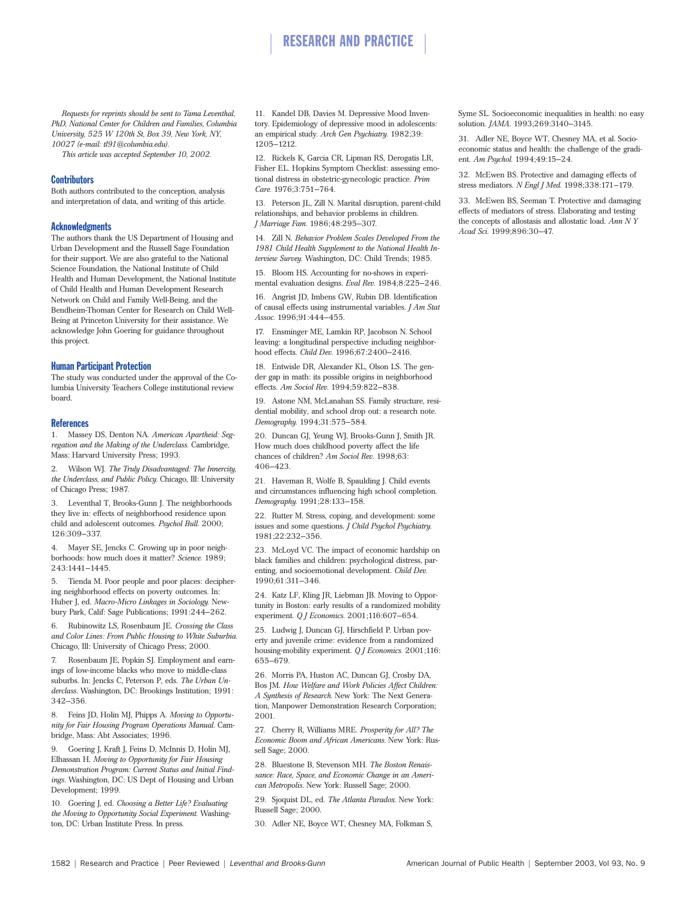*Requests for reprints should be sent to Tama Leventhal, PhD, National Center for Children and Families, Columbia University, 525 W 120th St, Box 39, New York, NY, 10027 (e-mail: tl91@columbia.edu).*

*This article was accepted September 10, 2002.*

## Contributors

Both authors contributed to the conception, analysis and interpretation of data, and writing of this article.

## Acknowledgments

The authors thank the US Department of Housing and Urban Development and the Russell Sage Foundation for their support. We are also grateful to the National Science Foundation, the National Institute of Child Health and Human Development, the National Institute of Child Health and Human Development Research Network on Child and Family Well-Being, and the Bendheim-Thoman Center for Research on Child Well-Being at Princeton University for their assistance. We acknowledge John Goering for guidance throughout this project.

## Human Participant Protection

The study was conducted under the approval of the Columbia University Teachers College institutional review board.

## References

1. Massey DS, Denton NA. *American Apartheid: Segregation and the Making of the Underclass.* Cambridge, Mass: Harvard University Press; 1993.

2. Wilson WJ. *The Truly Disadvantaged: The Innercity, the Underclass, and Public Policy.* Chicago, Ill: University of Chicago Press; 1987.

3. Leventhal T, Brooks-Gunn J. The neighborhoods they live in: effects of neighborhood residence upon child and adolescent outcomes. *Psychol Bull.* 2000; 126:309–337.

4. Mayer SE, Jencks C. Growing up in poor neighborhoods: how much does it matter? *Science.* 1989; 243:1441–1445.

5. Tienda M. Poor people and poor places: deciphering neighborhood effects on poverty outcomes. In: Huber J, ed. *Macro-Micro Linkages in Sociology.* Newbury Park, Calif: Sage Publications; 1991:244–262.

6. Rubinowitz LS, Rosenbaum JE. *Crossing the Class and Color Lines: From Public Housing to White Suburbia.* Chicago, Ill: University of Chicago Press; 2000.

7. Rosenbaum JE, Popkin SJ. Employment and earnings of low-income blacks who move to middle-class suburbs. In: Jencks C, Peterson P, eds. *The Urban Underclass.* Washington, DC: Brookings Institution; 1991: 342–356.

8. Feins JD, Holin MJ, Phipps A. *Moving to Opportunity for Fair Housing Program Operations Manual.* Cambridge, Mass: Abt Associates; 1996.

9. Goering J, Kraft J, Feins D, McInnis D, Holin MJ, Elhassan H. *Moving to Opportunity for Fair Housing Demonstration Program: Current Status and Initial Findings.* Washington, DC: US Dept of Housing and Urban Development; 1999.

10. Goering J, ed. *Choosing a Better Life? Evaluating the Moving to Opportunity Social Experiment.* Washington, DC: Urban Institute Press. In press.

11. Kandel DB, Davies M. Depressive Mood Inventory. Epidemiology of depressive mood in adolescents: an empirical study. *Arch Gen Psychiatry.* 1982;39: 1205–1212.

12. Rickels K, Garcia CR, Lipman RS, Derogatis LR, Fisher EL. Hopkins Symptom Checklist: assessing emotional distress in obstetric-gynecologic practice. *Prim Care.* 1976;3:751–764.

13. Peterson JL, Zill N. Marital disruption, parent-child relationships, and behavior problems in children. *J Marriage Fam.* 1986;48:295–307.

14. Zill N. *Behavior Problem Scales Developed From the 1981 Child Health Supplement to the National Health Interview Survey.* Washington, DC: Child Trends; 1985.

15. Bloom HS. Accounting for no-shows in experimental evaluation designs. *Eval Rev.* 1984;8:225–246.

16. Angrist JD, Imbens GW, Rubin DB. Identification of causal effects using instrumental variables. *J Am Stat Assoc.* 1996;91:444–455.

17. Ensminger ME, Lamkin RP, Jacobson N. School leaving: a longitudinal perspective including neighborhood effects. *Child Dev.* 1996;67:2400–2416.

18. Entwisle DR, Alexander KL, Olson LS. The gender gap in math: its possible origins in neighborhood effects. *Am Sociol Rev.* 1994;59:822–838.

19. Astone NM, McLanahan SS. Family structure, residential mobility, and school drop out: a research note. *Demography.* 1994;31:575–584.

20. Duncan GJ, Yeung WJ, Brooks-Gunn J, Smith JR. How much does childhood poverty affect the life chances of children? *Am Sociol Rev.* 1998;63: 406–423.

21. Haveman R, Wolfe B, Spaulding J. Child events and circumstances influencing high school completion. *Demography.* 1991;28:133–158.

22. Rutter M. Stress, coping, and development: some issues and some questions. *J Child Psychol Psychiatry.* 1981;22:232–356.

23. McLoyd VC. The impact of economic hardship on black families and children: psychological distress, parenting, and socioemotional development. *Child Dev.* 1990;61:311–346.

24. Katz LF, Kling JR, Liebman JB. Moving to Opportunity in Boston: early results of a randomized mobility experiment. *Q J Economics.* 2001;116:607–654.

25. Ludwig J, Duncan GJ, Hirschfield P. Urban poverty and juvenile crime: evidence from a randomized housing-mobility experiment. *Q J Economics.* 2001;116: 655–679.

26. Morris PA, Huston AC, Duncan GJ, Crosby DA, Bos JM. *How Welfare and Work Policies Affect Children: A Synthesis of Research.* New York: The Next Generation, Manpower Demonstration Research Corporation; 2001.

27. Cherry R, Williams MRE. *Prosperity for All? The Economic Boom and African Americans.* New York: Russell Sage; 2000.

28. Bluestone B, Stevenson MH. *The Boston Renaissance: Race, Space, and Economic Change in an American Metropolis.* New York: Russell Sage; 2000.

29. Sjoquist DL, ed. *The Atlanta Paradox.* New York: Russell Sage; 2000.

30. Adler NE, Boyce WT, Chesney MA, Folkman S, Syme SL. Socioeconomic inequalities in health: no easy solution. *JAMA.* 1993;269:3140–3145.

31. Adler NE, Boyce WT, Chesney MA, et al. Socioeconomic status and health: the challenge of the gradient. *Am Psychol.* 1994;49:15–24.

32. McEwen BS. Protective and damaging effects of stress mediators. *N Engl J Med.* 1998;338:171–179.

33. McEwen BS, Seeman T. Protective and damaging effects of mediators of stress. Elaborating and testing the concepts of allostasis and allostatic load. *Ann N Y Acad Sci.* 1999;896:30–47.